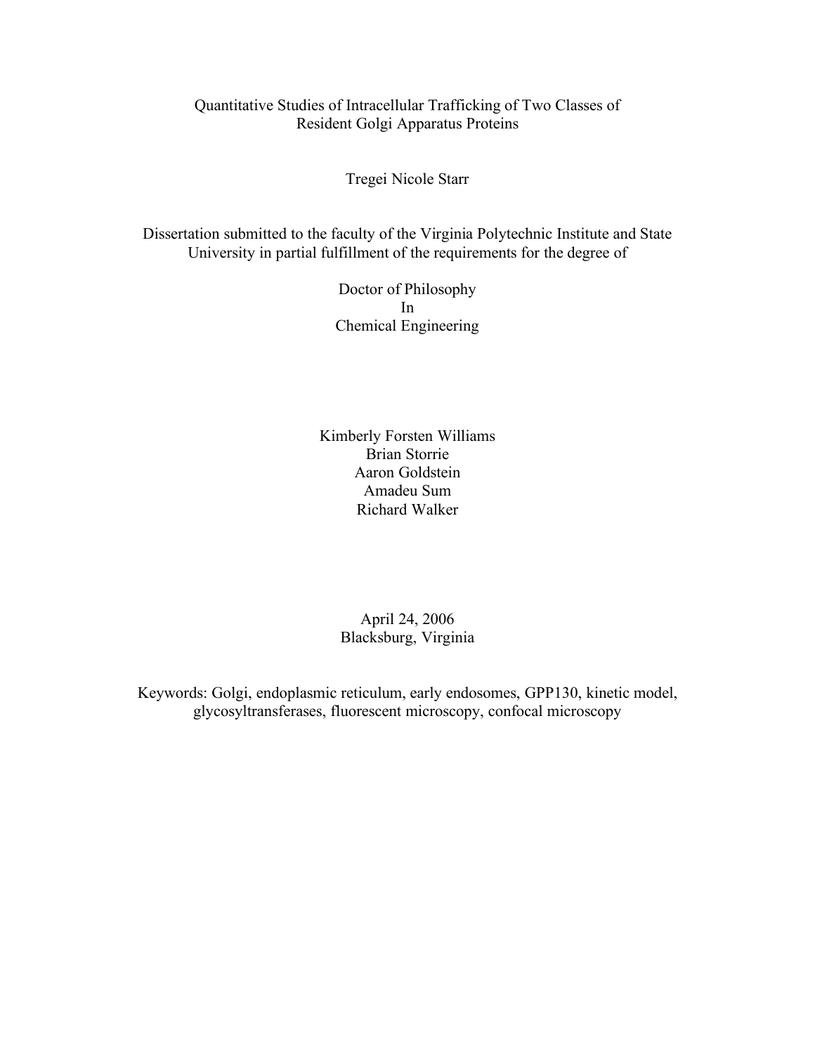# Quantitative Studies of Intracellular Trafficking of Two Classes of Resident Golgi Apparatus Proteins

Tregei Nicole Starr

Dissertation submitted to the faculty of the Virginia Polytechnic Institute and State University in partial fulfillment of the requirements for the degree of

Doctor of Philosophy
In
Chemical Engineering

Kimberly Forsten Williams
Brian Storrie
Aaron Goldstein
Amadeu Sum
Richard Walker

April 24, 2006
Blacksburg, Virginia

Keywords: Golgi, endoplasmic reticulum, early endosomes, GPP130, kinetic model, glycosyltransferases, fluorescent microscopy, confocal microscopy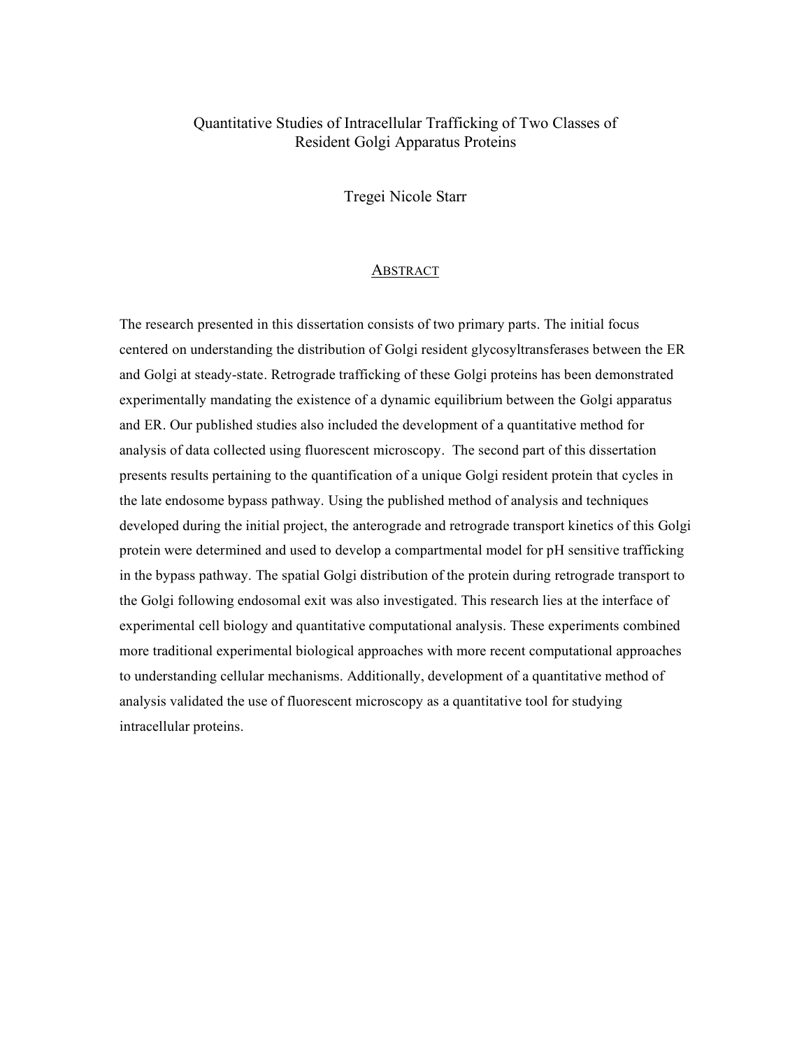# Quantitative Studies of Intracellular Trafficking of Two Classes of Resident Golgi Apparatus Proteins

Tregei Nicole Starr

## Abstract

The research presented in this dissertation consists of two primary parts. The initial focus centered on understanding the distribution of Golgi resident glycosyltransferases between the ER and Golgi at steady-state. Retrograde trafficking of these Golgi proteins has been demonstrated experimentally mandating the existence of a dynamic equilibrium between the Golgi apparatus and ER. Our published studies also included the development of a quantitative method for analysis of data collected using fluorescent microscopy. The second part of this dissertation presents results pertaining to the quantification of a unique Golgi resident protein that cycles in the late endosome bypass pathway. Using the published method of analysis and techniques developed during the initial project, the anterograde and retrograde transport kinetics of this Golgi protein were determined and used to develop a compartmental model for pH sensitive trafficking in the bypass pathway. The spatial Golgi distribution of the protein during retrograde transport to the Golgi following endosomal exit was also investigated. This research lies at the interface of experimental cell biology and quantitative computational analysis. These experiments combined more traditional experimental biological approaches with more recent computational approaches to understanding cellular mechanisms. Additionally, development of a quantitative method of analysis validated the use of fluorescent microscopy as a quantitative tool for studying intracellular proteins.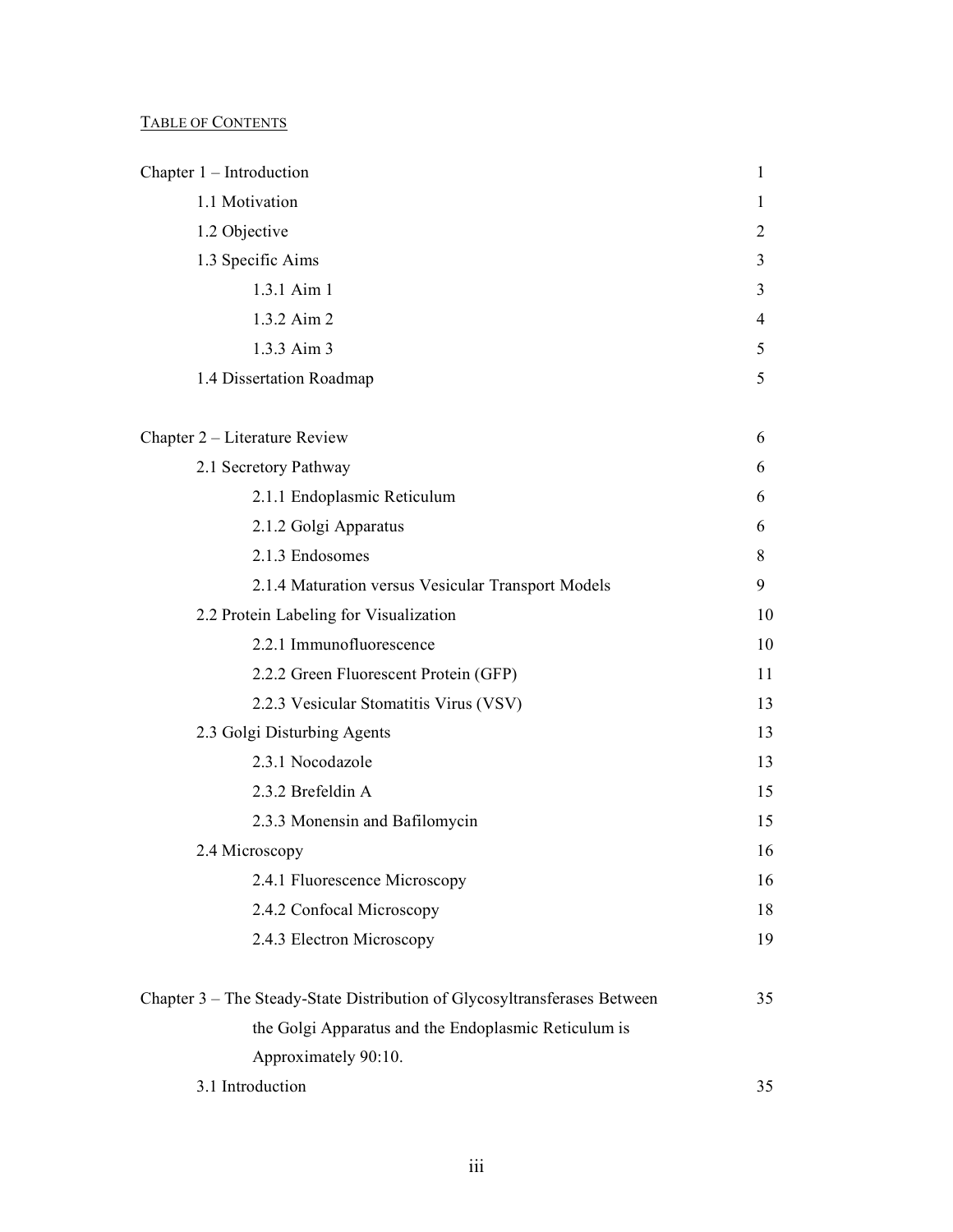TABLE OF CONTENTS

| | |
|---|---|
| Chapter 1 – Introduction | 1 |
| 1.1 Motivation | 1 |
| 1.2 Objective | 2 |
| 1.3 Specific Aims | 3 |
| 1.3.1 Aim 1 | 3 |
| 1.3.2 Aim 2 | 4 |
| 1.3.3 Aim 3 | 5 |
| 1.4 Dissertation Roadmap | 5 |
| | |
| Chapter 2 – Literature Review | 6 |
| 2.1 Secretory Pathway | 6 |
| 2.1.1 Endoplasmic Reticulum | 6 |
| 2.1.2 Golgi Apparatus | 6 |
| 2.1.3 Endosomes | 8 |
| 2.1.4 Maturation versus Vesicular Transport Models | 9 |
| 2.2 Protein Labeling for Visualization | 10 |
| 2.2.1 Immunofluorescence | 10 |
| 2.2.2 Green Fluorescent Protein (GFP) | 11 |
| 2.2.3 Vesicular Stomatitis Virus (VSV) | 13 |
| 2.3 Golgi Disturbing Agents | 13 |
| 2.3.1 Nocodazole | 13 |
| 2.3.2 Brefeldin A | 15 |
| 2.3.3 Monensin and Bafilomycin | 15 |
| 2.4 Microscopy | 16 |
| 2.4.1 Fluorescence Microscopy | 16 |
| 2.4.2 Confocal Microscopy | 18 |
| 2.4.3 Electron Microscopy | 19 |
| | |
| Chapter 3 – The Steady-State Distribution of Glycosyltransferases Between the Golgi Apparatus and the Endoplasmic Reticulum is Approximately 90:10. | 35 |
| 3.1 Introduction | 35 |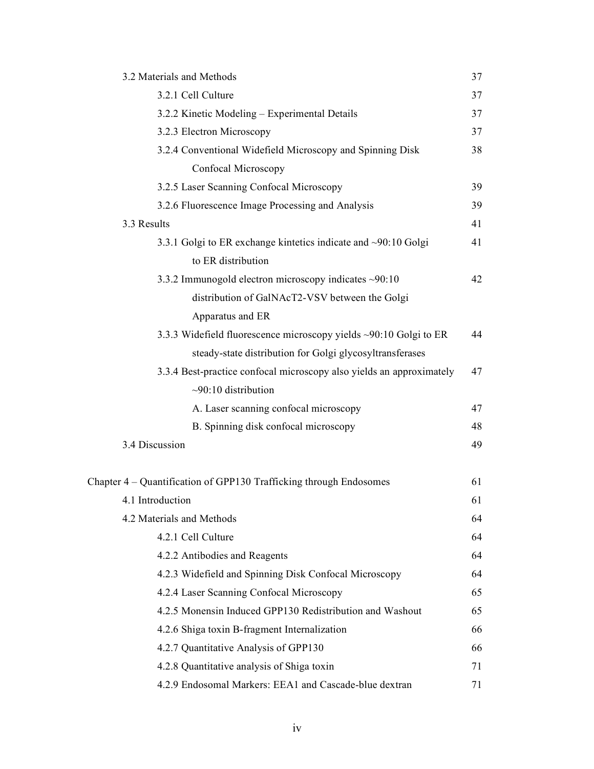3.2 Materials and Methods 37

3.2.1 Cell Culture 37

3.2.2 Kinetic Modeling – Experimental Details 37

3.2.3 Electron Microscopy 37

3.2.4 Conventional Widefield Microscopy and Spinning Disk Confocal Microscopy 38

3.2.5 Laser Scanning Confocal Microscopy 39

3.2.6 Fluorescence Image Processing and Analysis 39

3.3 Results 41

3.3.1 Golgi to ER exchange kintetics indicate and ~90:10 Golgi to ER distribution 41

3.3.2 Immunogold electron microscopy indicates ~90:10 distribution of GalNAcT2-VSV between the Golgi Apparatus and ER 42

3.3.3 Widefield fluorescence microscopy yields ~90:10 Golgi to ER steady-state distribution for Golgi glycosyltransferases 44

3.3.4 Best-practice confocal microscopy also yields an approximately ~90:10 distribution 47

A. Laser scanning confocal microscopy 47

B. Spinning disk confocal microscopy 48

3.4 Discussion 49

Chapter 4 – Quantification of GPP130 Trafficking through Endosomes 61

4.1 Introduction 61

4.2 Materials and Methods 64

4.2.1 Cell Culture 64

4.2.2 Antibodies and Reagents 64

4.2.3 Widefield and Spinning Disk Confocal Microscopy 64

4.2.4 Laser Scanning Confocal Microscopy 65

4.2.5 Monensin Induced GPP130 Redistribution and Washout 65

4.2.6 Shiga toxin B-fragment Internalization 66

4.2.7 Quantitative Analysis of GPP130 66

4.2.8 Quantitative analysis of Shiga toxin 71

4.2.9 Endosomal Markers: EEA1 and Cascade-blue dextran 71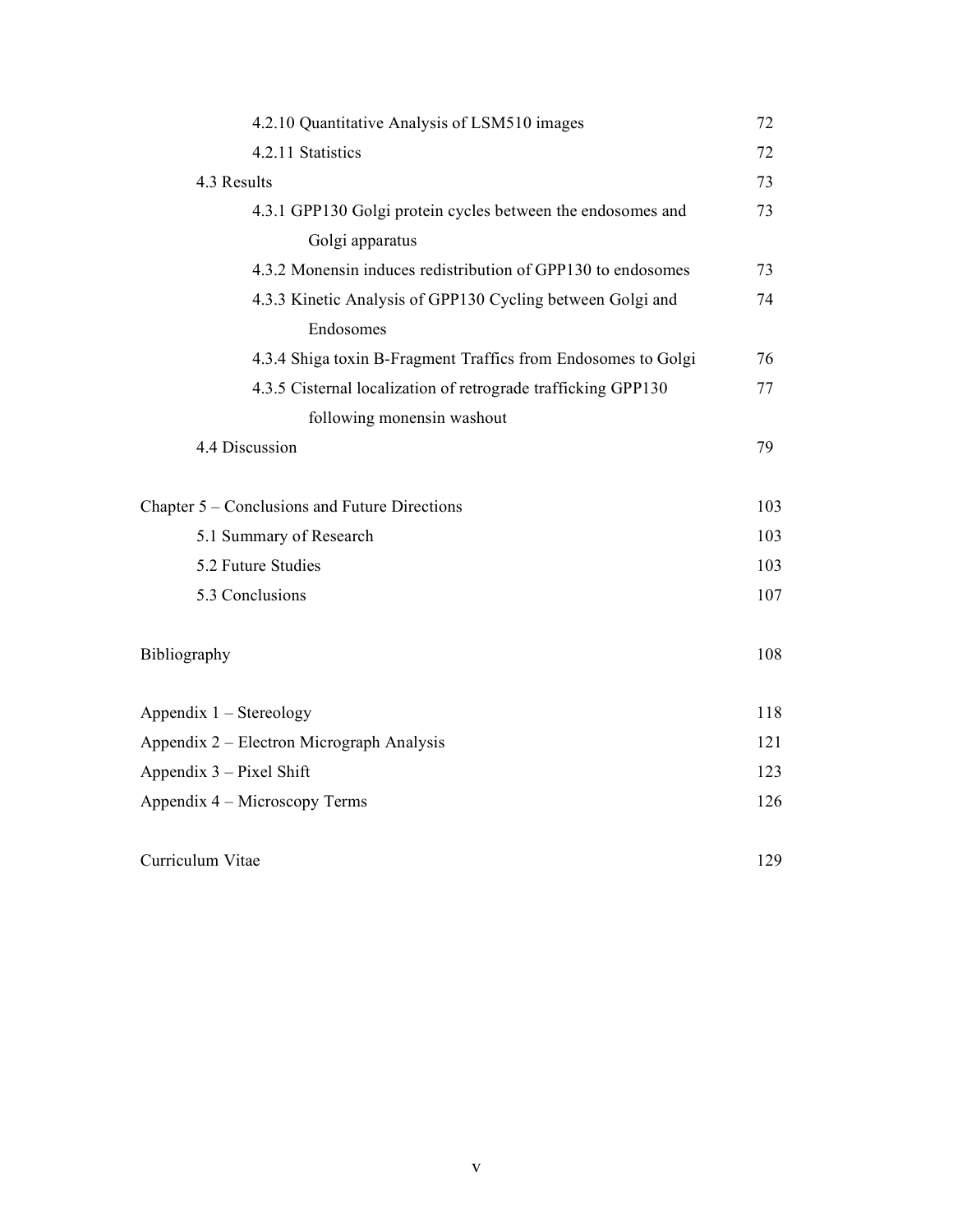4.2.10 Quantitative Analysis of LSM510 images 72

4.2.11 Statistics 72

4.3 Results 73

4.3.1 GPP130 Golgi protein cycles between the endosomes and Golgi apparatus 73

4.3.2 Monensin induces redistribution of GPP130 to endosomes 73

4.3.3 Kinetic Analysis of GPP130 Cycling between Golgi and Endosomes 74

4.3.4 Shiga toxin B-Fragment Traffics from Endosomes to Golgi 76

4.3.5 Cisternal localization of retrograde trafficking GPP130 following monensin washout 77

4.4 Discussion 79

Chapter 5 – Conclusions and Future Directions 103

5.1 Summary of Research 103

5.2 Future Studies 103

5.3 Conclusions 107

Bibliography 108

Appendix 1 – Stereology 118

Appendix 2 – Electron Micrograph Analysis 121

Appendix 3 – Pixel Shift 123

Appendix 4 – Microscopy Terms 126

Curriculum Vitae 129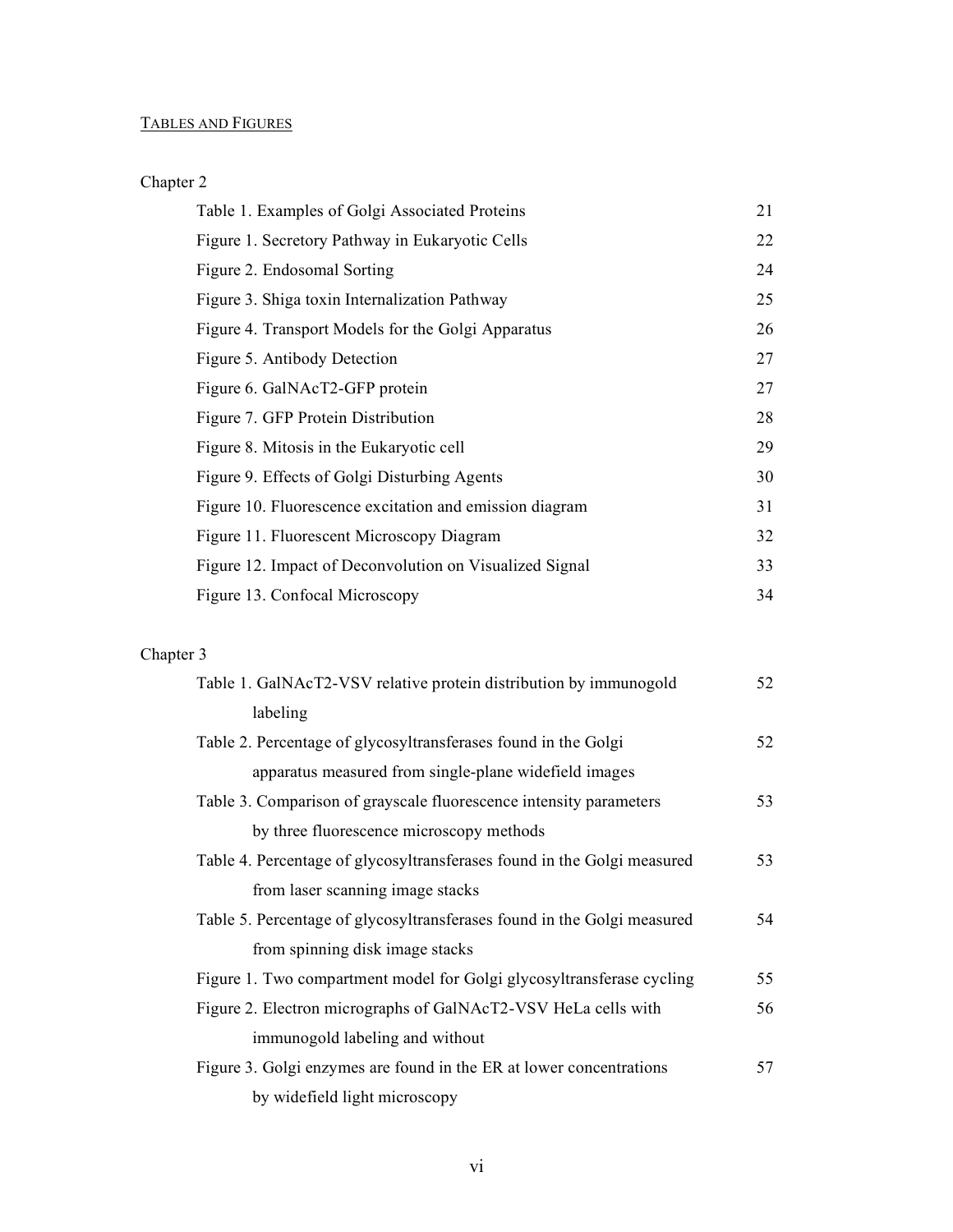## TABLES AND FIGURES

### Chapter 2

| | |
|---|---|
| Table 1. Examples of Golgi Associated Proteins | 21 |
| Figure 1. Secretory Pathway in Eukaryotic Cells | 22 |
| Figure 2. Endosomal Sorting | 24 |
| Figure 3. Shiga toxin Internalization Pathway | 25 |
| Figure 4. Transport Models for the Golgi Apparatus | 26 |
| Figure 5. Antibody Detection | 27 |
| Figure 6. GalNAcT2-GFP protein | 27 |
| Figure 7. GFP Protein Distribution | 28 |
| Figure 8. Mitosis in the Eukaryotic cell | 29 |
| Figure 9. Effects of Golgi Disturbing Agents | 30 |
| Figure 10. Fluorescence excitation and emission diagram | 31 |
| Figure 11. Fluorescent Microscopy Diagram | 32 |
| Figure 12. Impact of Deconvolution on Visualized Signal | 33 |
| Figure 13. Confocal Microscopy | 34 |

### Chapter 3

| | |
|---|---|
| Table 1. GalNAcT2-VSV relative protein distribution by immunogold labeling | 52 |
| Table 2. Percentage of glycosyltransferases found in the Golgi apparatus measured from single-plane widefield images | 52 |
| Table 3. Comparison of grayscale fluorescence intensity parameters by three fluorescence microscopy methods | 53 |
| Table 4. Percentage of glycosyltransferases found in the Golgi measured from laser scanning image stacks | 53 |
| Table 5. Percentage of glycosyltransferases found in the Golgi measured from spinning disk image stacks | 54 |
| Figure 1. Two compartment model for Golgi glycosyltransferase cycling | 55 |
| Figure 2. Electron micrographs of GalNAcT2-VSV HeLa cells with immunogold labeling and without | 56 |
| Figure 3. Golgi enzymes are found in the ER at lower concentrations by widefield light microscopy | 57 |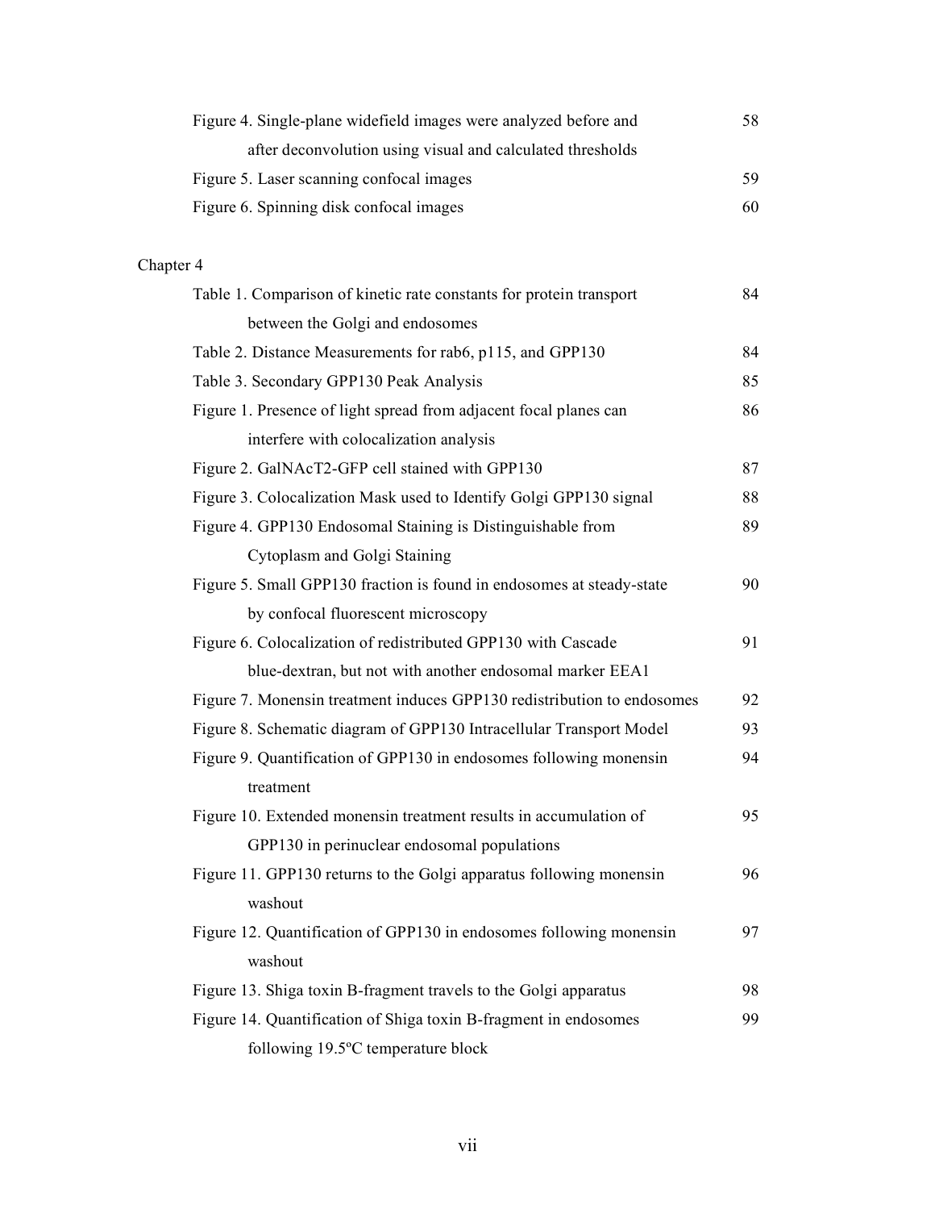Figure 4. Single-plane widefield images were analyzed before and after deconvolution using visual and calculated thresholds 58

Figure 5. Laser scanning confocal images 59

Figure 6. Spinning disk confocal images 60

Chapter 4

Table 1. Comparison of kinetic rate constants for protein transport between the Golgi and endosomes 84

Table 2. Distance Measurements for rab6, p115, and GPP130 84

Table 3. Secondary GPP130 Peak Analysis 85

Figure 1. Presence of light spread from adjacent focal planes can interfere with colocalization analysis 86

Figure 2. GalNAcT2-GFP cell stained with GPP130 87

Figure 3. Colocalization Mask used to Identify Golgi GPP130 signal 88

Figure 4. GPP130 Endosomal Staining is Distinguishable from Cytoplasm and Golgi Staining 89

Figure 5. Small GPP130 fraction is found in endosomes at steady-state by confocal fluorescent microscopy 90

Figure 6. Colocalization of redistributed GPP130 with Cascade blue-dextran, but not with another endosomal marker EEA1 91

Figure 7. Monensin treatment induces GPP130 redistribution to endosomes 92

Figure 8. Schematic diagram of GPP130 Intracellular Transport Model 93

Figure 9. Quantification of GPP130 in endosomes following monensin treatment 94

Figure 10. Extended monensin treatment results in accumulation of GPP130 in perinuclear endosomal populations 95

Figure 11. GPP130 returns to the Golgi apparatus following monensin washout 96

Figure 12. Quantification of GPP130 in endosomes following monensin washout 97

Figure 13. Shiga toxin B-fragment travels to the Golgi apparatus 98

Figure 14. Quantification of Shiga toxin B-fragment in endosomes following 19.5ºC temperature block 99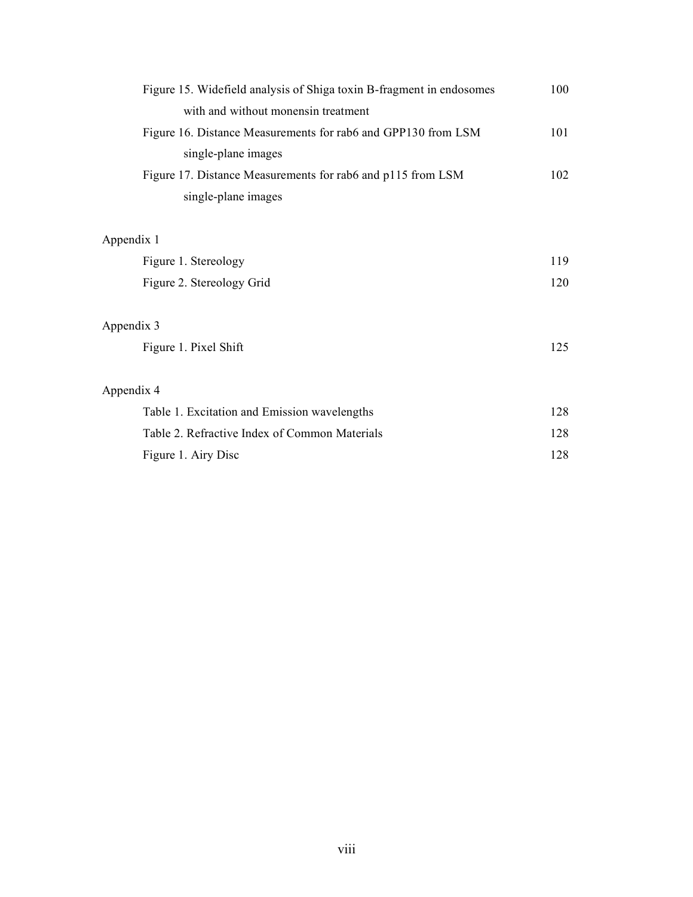Figure 15. Widefield analysis of Shiga toxin B-fragment in endosomes with and without monensin treatment ... 100

Figure 16. Distance Measurements for rab6 and GPP130 from LSM single-plane images ... 101

Figure 17. Distance Measurements for rab6 and p115 from LSM single-plane images ... 102

Appendix 1

Figure 1. Stereology ... 119

Figure 2. Stereology Grid ... 120

Appendix 3

Figure 1. Pixel Shift ... 125

Appendix 4

Table 1. Excitation and Emission wavelengths ... 128

Table 2. Refractive Index of Common Materials ... 128

Figure 1. Airy Disc ... 128